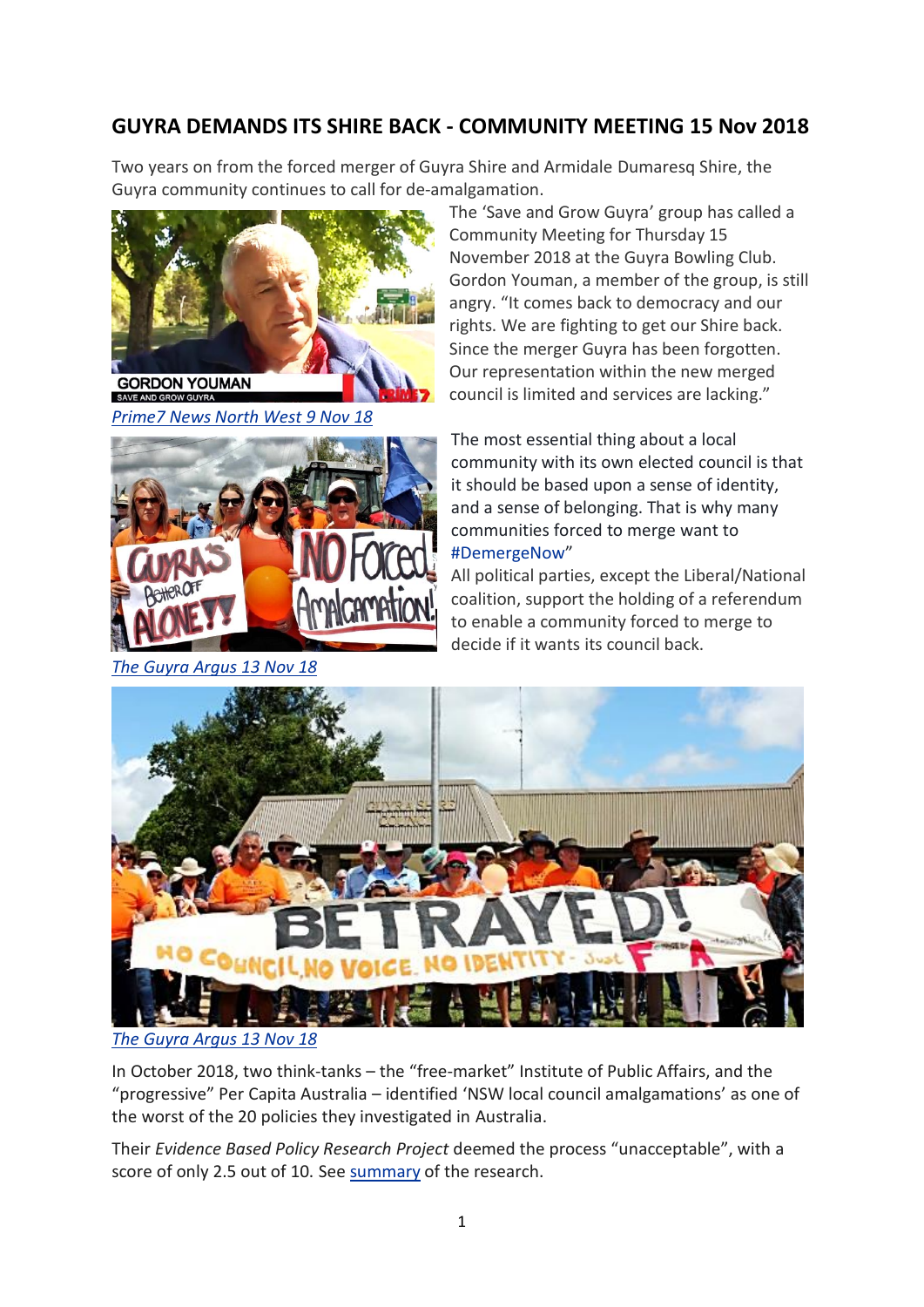## GUYRA DEMANDS ITS SHIRE BACK - COMMUNITY MEETING 15 Nov 2018

Two years on from the forced merger of Guyra Shire and Armidale Dumaresq Shire, the Guyra community continues to call for de-amalgamation.

*Prime7 News North West 9 Nov 18*

The 'Save and Grow Guyra' group has called a Community Meeting for Thursday 15 November 2018 at the Guyra Bowling Club. Gordon Youman, a member of the group, is still angry. "It comes back to democracy and our rights. We are fighting to get our Shire back. Since the merger Guyra has been forgotten. Our representation within the new merged council is limited and services are lacking."

The most essential thing about a local community with its own elected council is that it should be based upon a sense of identity, and a sense of belonging. That is why many communities forced to merge want to #DemergeNow"

All political parties, except the Liberal/National coalition, support the holding of a referendum to enable a community forced to merge to decide if it wants its council back.

*The Guyra Argus 13 Nov 18*

*The Guyra Argus 13 Nov 18*

In October 2018, two think-tanks – the "free-market" Institute of Public Affairs, and the "progressive" Per Capita Australia – identified 'NSW local council amalgamations' as one of the worst of the 20 policies they investigated in Australia.

Their *Evidence Based Policy Research Project* deemed the process "unacceptable", with a score of only 2.5 out of 10. See summary of the research.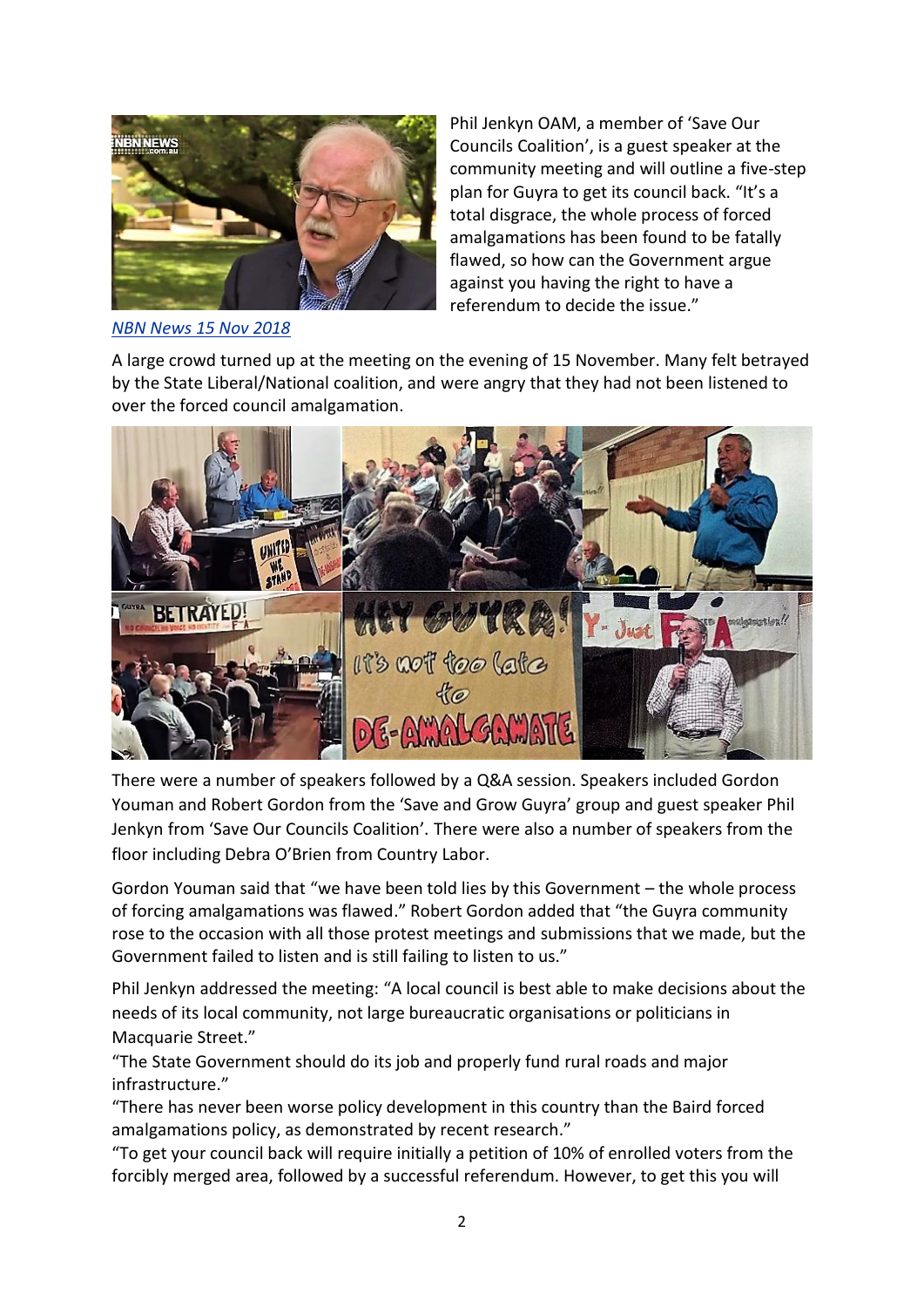Phil Jenkyn OAM, a member of 'Save Our Councils Coalition', is a guest speaker at the community meeting and will outline a five-step plan for Guyra to get its council back. "It's a total disgrace, the whole process of forced amalgamations has been found to be fatally flawed, so how can the Government argue against you having the right to have a referendum to decide the issue."

*NBN News 15 Nov 2018*

A large crowd turned up at the meeting on the evening of 15 November. Many felt betrayed by the State Liberal/National coalition, and were angry that they had not been listened to over the forced council amalgamation.

There were a number of speakers followed by a Q&A session. Speakers included Gordon Youman and Robert Gordon from the 'Save and Grow Guyra' group and guest speaker Phil Jenkyn from 'Save Our Councils Coalition'. There were also a number of speakers from the floor including Debra O'Brien from Country Labor.

Gordon Youman said that "we have been told lies by this Government – the whole process of forcing amalgamations was flawed." Robert Gordon added that "the Guyra community rose to the occasion with all those protest meetings and submissions that we made, but the Government failed to listen and is still failing to listen to us."

Phil Jenkyn addressed the meeting: "A local council is best able to make decisions about the needs of its local community, not large bureaucratic organisations or politicians in Macquarie Street."
"The State Government should do its job and properly fund rural roads and major infrastructure."
"There has never been worse policy development in this country than the Baird forced amalgamations policy, as demonstrated by recent research."
"To get your council back will require initially a petition of 10% of enrolled voters from the forcibly merged area, followed by a successful referendum. However, to get this you will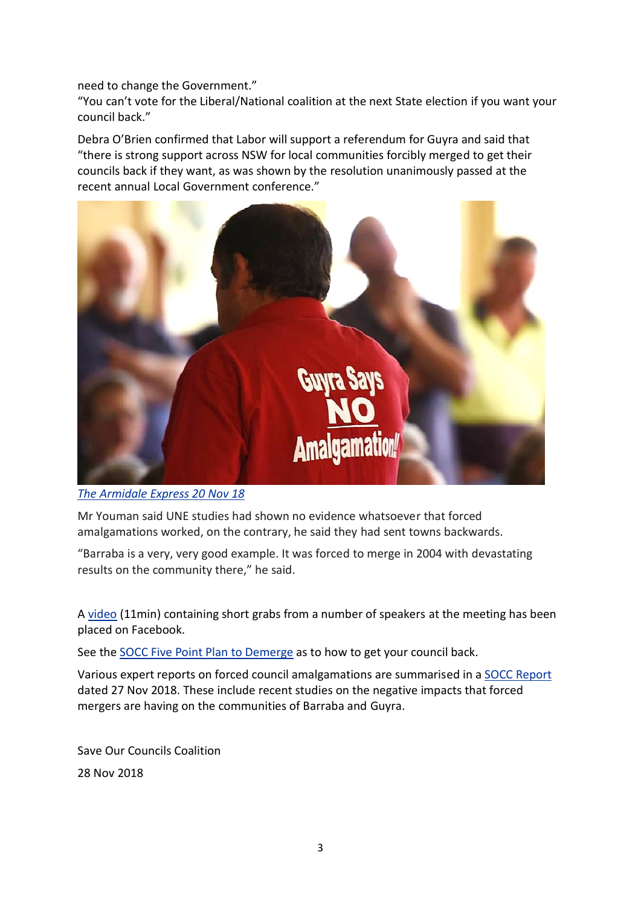need to change the Government."
"You can't vote for the Liberal/National coalition at the next State election if you want your council back."

Debra O'Brien confirmed that Labor will support a referendum for Guyra and said that "there is strong support across NSW for local communities forcibly merged to get their councils back if they want, as was shown by the resolution unanimously passed at the recent annual Local Government conference."

*The Armidale Express 20 Nov 18*

Mr Youman said UNE studies had shown no evidence whatsoever that forced amalgamations worked, on the contrary, he said they had sent towns backwards.

"Barraba is a very, very good example. It was forced to merge in 2004 with devastating results on the community there," he said.

A video (11min) containing short grabs from a number of speakers at the meeting has been placed on Facebook.

See the SOCC Five Point Plan to Demerge as to how to get your council back.

Various expert reports on forced council amalgamations are summarised in a SOCC Report dated 27 Nov 2018. These include recent studies on the negative impacts that forced mergers are having on the communities of Barraba and Guyra.

Save Our Councils Coalition

28 Nov 2018